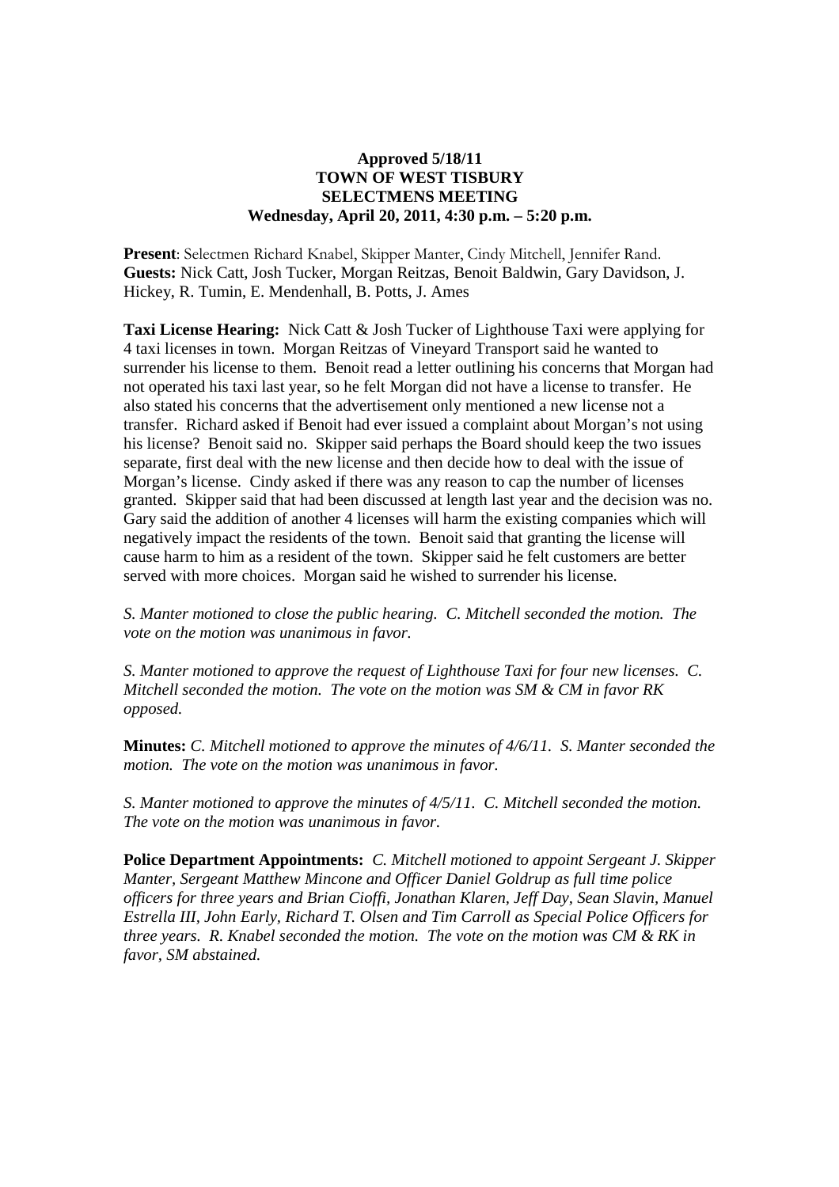**Approved 5/18/11**
**TOWN OF WEST TISBURY**
**SELECTMENS MEETING**
**Wednesday, April 20, 2011, 4:30 p.m. – 5:20 p.m.**

**Present**: Selectmen Richard Knabel, Skipper Manter, Cindy Mitchell, Jennifer Rand.
**Guests:** Nick Catt, Josh Tucker, Morgan Reitzas, Benoit Baldwin, Gary Davidson, J. Hickey, R. Tumin, E. Mendenhall, B. Potts, J. Ames

**Taxi License Hearing:** Nick Catt & Josh Tucker of Lighthouse Taxi were applying for 4 taxi licenses in town. Morgan Reitzas of Vineyard Transport said he wanted to surrender his license to them. Benoit read a letter outlining his concerns that Morgan had not operated his taxi last year, so he felt Morgan did not have a license to transfer. He also stated his concerns that the advertisement only mentioned a new license not a transfer. Richard asked if Benoit had ever issued a complaint about Morgan's not using his license? Benoit said no. Skipper said perhaps the Board should keep the two issues separate, first deal with the new license and then decide how to deal with the issue of Morgan's license. Cindy asked if there was any reason to cap the number of licenses granted. Skipper said that had been discussed at length last year and the decision was no. Gary said the addition of another 4 licenses will harm the existing companies which will negatively impact the residents of the town. Benoit said that granting the license will cause harm to him as a resident of the town. Skipper said he felt customers are better served with more choices. Morgan said he wished to surrender his license.

*S. Manter motioned to close the public hearing. C. Mitchell seconded the motion. The vote on the motion was unanimous in favor.*

*S. Manter motioned to approve the request of Lighthouse Taxi for four new licenses. C. Mitchell seconded the motion. The vote on the motion was SM & CM in favor RK opposed.*

**Minutes:** *C. Mitchell motioned to approve the minutes of 4/6/11. S. Manter seconded the motion. The vote on the motion was unanimous in favor.*

*S. Manter motioned to approve the minutes of 4/5/11. C. Mitchell seconded the motion. The vote on the motion was unanimous in favor.*

**Police Department Appointments:** *C. Mitchell motioned to appoint Sergeant J. Skipper Manter, Sergeant Matthew Mincone and Officer Daniel Goldrup as full time police officers for three years and Brian Cioffi, Jonathan Klaren, Jeff Day, Sean Slavin, Manuel Estrella III, John Early, Richard T. Olsen and Tim Carroll as Special Police Officers for three years. R. Knabel seconded the motion. The vote on the motion was CM & RK in favor, SM abstained.*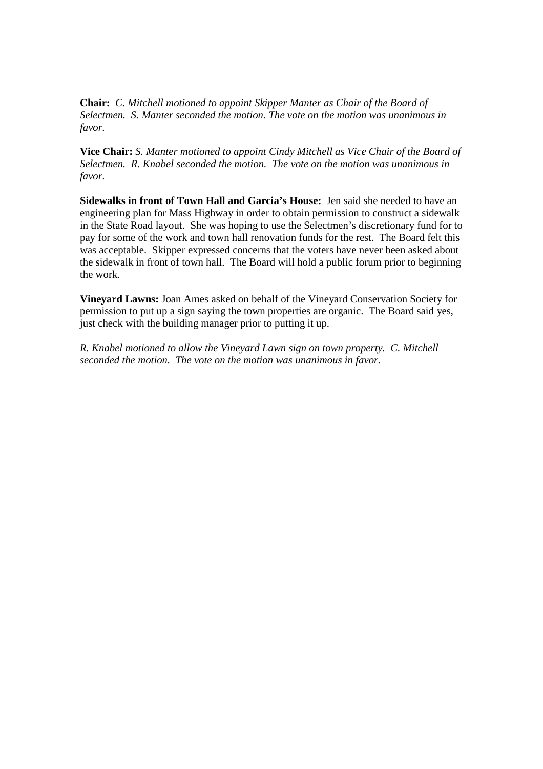**Chair:** *C. Mitchell motioned to appoint Skipper Manter as Chair of the Board of Selectmen. S. Manter seconded the motion. The vote on the motion was unanimous in favor.*

**Vice Chair:** *S. Manter motioned to appoint Cindy Mitchell as Vice Chair of the Board of Selectmen. R. Knabel seconded the motion. The vote on the motion was unanimous in favor.*

**Sidewalks in front of Town Hall and Garcia's House:** Jen said she needed to have an engineering plan for Mass Highway in order to obtain permission to construct a sidewalk in the State Road layout. She was hoping to use the Selectmen's discretionary fund for to pay for some of the work and town hall renovation funds for the rest. The Board felt this was acceptable. Skipper expressed concerns that the voters have never been asked about the sidewalk in front of town hall. The Board will hold a public forum prior to beginning the work.

**Vineyard Lawns:** Joan Ames asked on behalf of the Vineyard Conservation Society for permission to put up a sign saying the town properties are organic. The Board said yes, just check with the building manager prior to putting it up.

*R. Knabel motioned to allow the Vineyard Lawn sign on town property. C. Mitchell seconded the motion. The vote on the motion was unanimous in favor.*